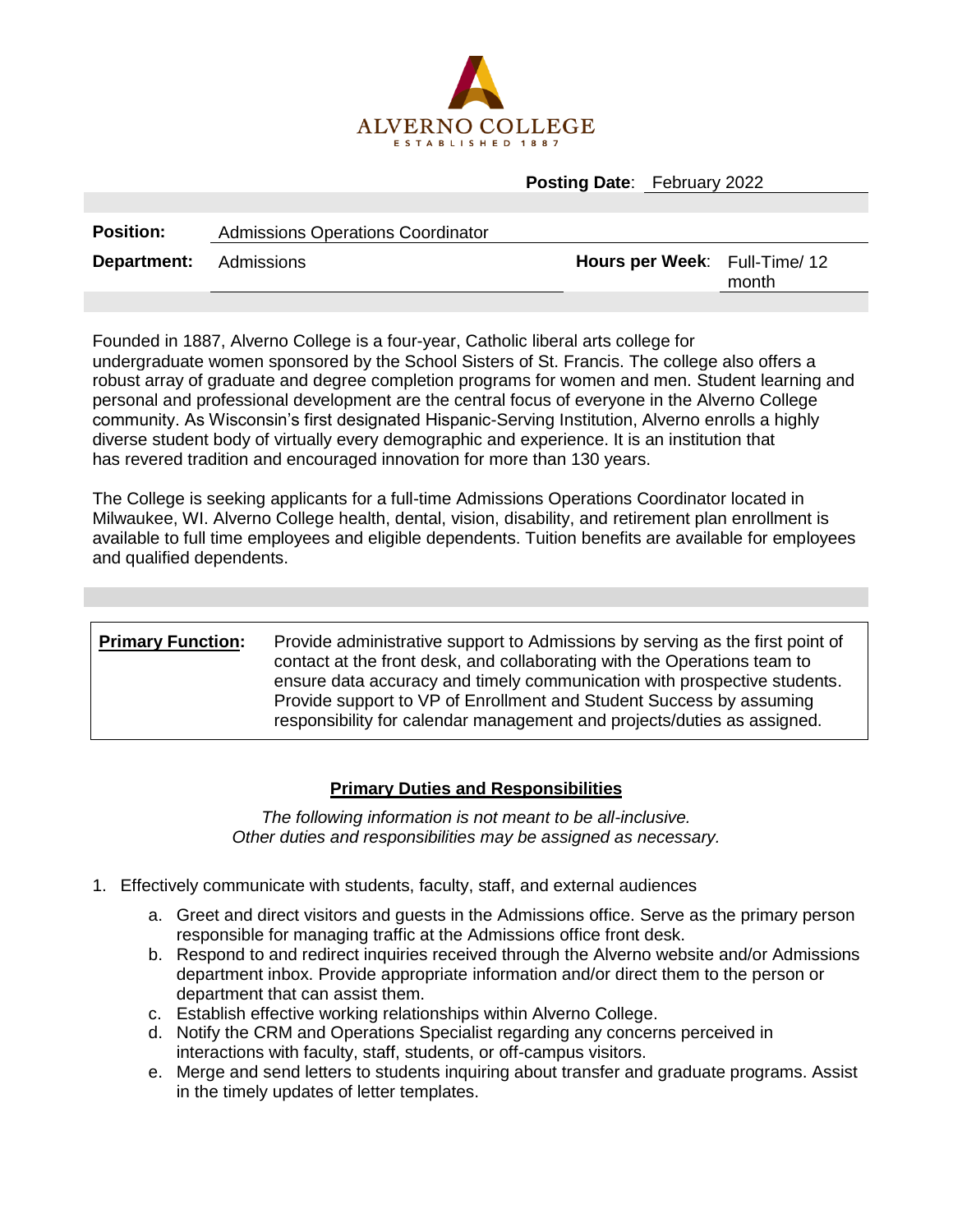ALVERNO COLLEGE
ESTABLISHED 1887

**Posting Date**: February 2022

| | | | |
|---|---|---|---|
| **Position:** | Admissions Operations Coordinator | | |
| **Department:** | Admissions | **Hours per Week**: | Full-Time/ 12 month |

Founded in 1887, Alverno College is a four-year, Catholic liberal arts college for undergraduate women sponsored by the School Sisters of St. Francis. The college also offers a robust array of graduate and degree completion programs for women and men. Student learning and personal and professional development are the central focus of everyone in the Alverno College community. As Wisconsin's first designated Hispanic-Serving Institution, Alverno enrolls a highly diverse student body of virtually every demographic and experience. It is an institution that has revered tradition and encouraged innovation for more than 130 years.

The College is seeking applicants for a full-time Admissions Operations Coordinator located in Milwaukee, WI. Alverno College health, dental, vision, disability, and retirement plan enrollment is available to full time employees and eligible dependents. Tuition benefits are available for employees and qualified dependents.

| **Primary Function:** | Provide administrative support to Admissions by serving as the first point of contact at the front desk, and collaborating with the Operations team to ensure data accuracy and timely communication with prospective students. Provide support to VP of Enrollment and Student Success by assuming responsibility for calendar management and projects/duties as assigned. |
|---|---|

## Primary Duties and Responsibilities

*The following information is not meant to be all-inclusive.*
*Other duties and responsibilities may be assigned as necessary.*

1. Effectively communicate with students, faculty, staff, and external audiences
   a. Greet and direct visitors and guests in the Admissions office. Serve as the primary person responsible for managing traffic at the Admissions office front desk.
   b. Respond to and redirect inquiries received through the Alverno website and/or Admissions department inbox. Provide appropriate information and/or direct them to the person or department that can assist them.
   c. Establish effective working relationships within Alverno College.
   d. Notify the CRM and Operations Specialist regarding any concerns perceived in interactions with faculty, staff, students, or off-campus visitors.
   e. Merge and send letters to students inquiring about transfer and graduate programs. Assist in the timely updates of letter templates.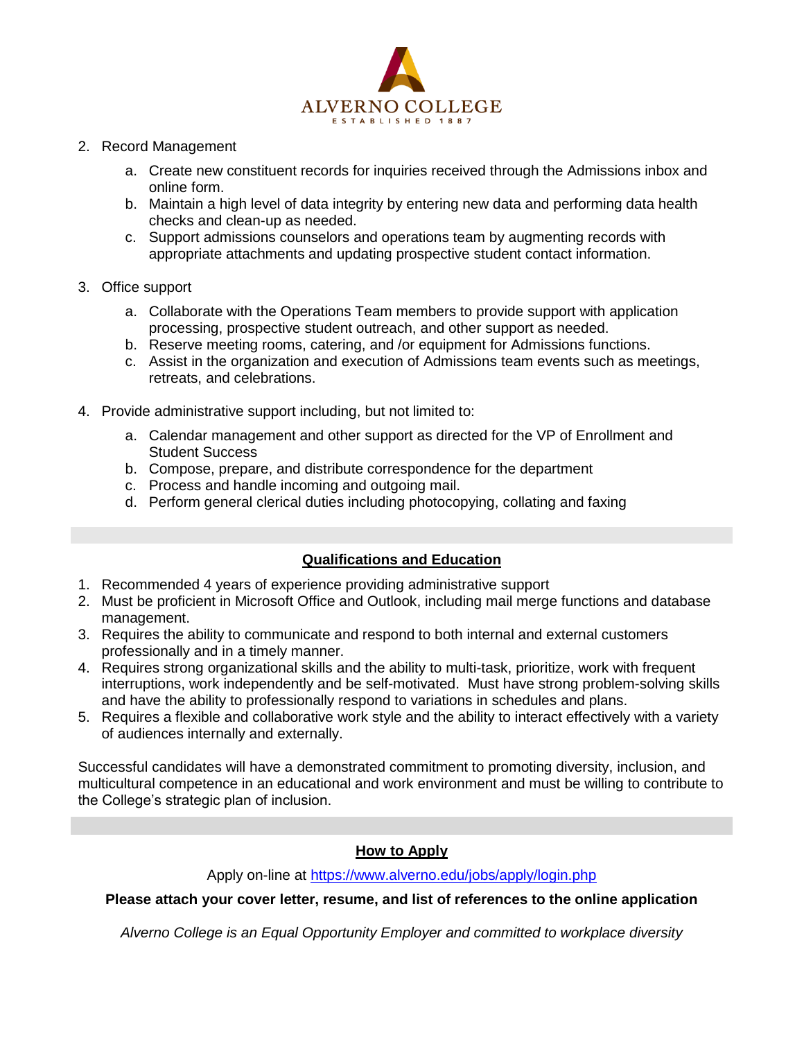2. Record Management
    a. Create new constituent records for inquiries received through the Admissions inbox and online form.
    b. Maintain a high level of data integrity by entering new data and performing data health checks and clean-up as needed.
    c. Support admissions counselors and operations team by augmenting records with appropriate attachments and updating prospective student contact information.

3. Office support
    a. Collaborate with the Operations Team members to provide support with application processing, prospective student outreach, and other support as needed.
    b. Reserve meeting rooms, catering, and /or equipment for Admissions functions.
    c. Assist in the organization and execution of Admissions team events such as meetings, retreats, and celebrations.

4. Provide administrative support including, but not limited to:
    a. Calendar management and other support as directed for the VP of Enrollment and Student Success
    b. Compose, prepare, and distribute correspondence for the department
    c. Process and handle incoming and outgoing mail.
    d. Perform general clerical duties including photocopying, collating and faxing

## Qualifications and Education

1. Recommended 4 years of experience providing administrative support
2. Must be proficient in Microsoft Office and Outlook, including mail merge functions and database management.
3. Requires the ability to communicate and respond to both internal and external customers professionally and in a timely manner.
4. Requires strong organizational skills and the ability to multi-task, prioritize, work with frequent interruptions, work independently and be self-motivated. Must have strong problem-solving skills and have the ability to professionally respond to variations in schedules and plans.
5. Requires a flexible and collaborative work style and the ability to interact effectively with a variety of audiences internally and externally.

Successful candidates will have a demonstrated commitment to promoting diversity, inclusion, and multicultural competence in an educational and work environment and must be willing to contribute to the College's strategic plan of inclusion.

## How to Apply

Apply on-line at https://www.alverno.edu/jobs/apply/login.php

**Please attach your cover letter, resume, and list of references to the online application**

*Alverno College is an Equal Opportunity Employer and committed to workplace diversity*